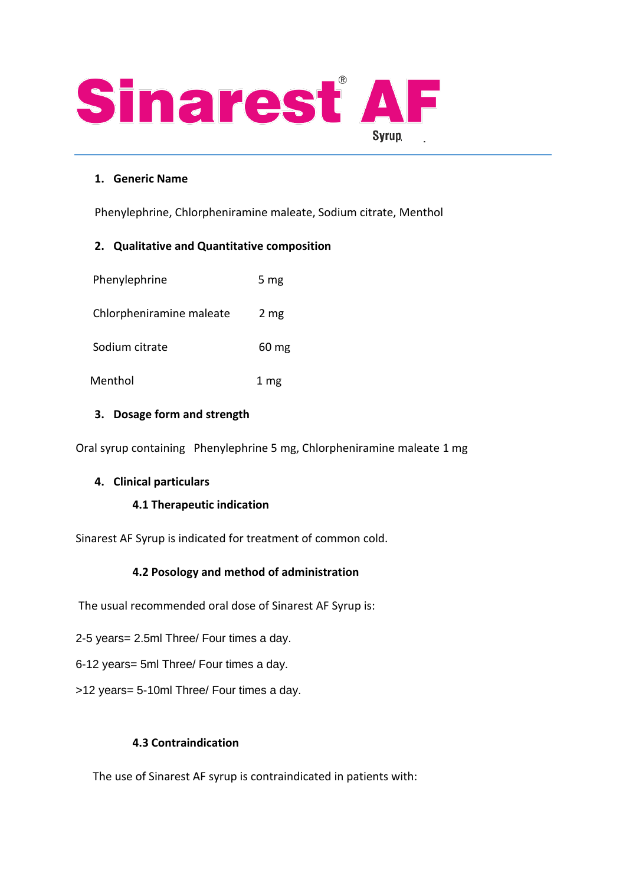# Sinarest® AF

Syrup

## 1. Generic Name

Phenylephrine, Chlorpheniramine maleate, Sodium citrate, Menthol

## 2. Qualitative and Quantitative composition

| | |
|---|---|
| Phenylephrine | 5 mg |
| Chlorpheniramine maleate | 2 mg |
| Sodium citrate | 60 mg |
| Menthol | 1 mg |

## 3. Dosage form and strength

Oral syrup containing Phenylephrine 5 mg, Chlorpheniramine maleate 1 mg

## 4. Clinical particulars

### 4.1 Therapeutic indication

Sinarest AF Syrup is indicated for treatment of common cold.

### 4.2 Posology and method of administration

The usual recommended oral dose of Sinarest AF Syrup is:

2-5 years= 2.5ml Three/ Four times a day.

6-12 years= 5ml Three/ Four times a day.

>12 years= 5-10ml Three/ Four times a day.

### 4.3 Contraindication

The use of Sinarest AF syrup is contraindicated in patients with: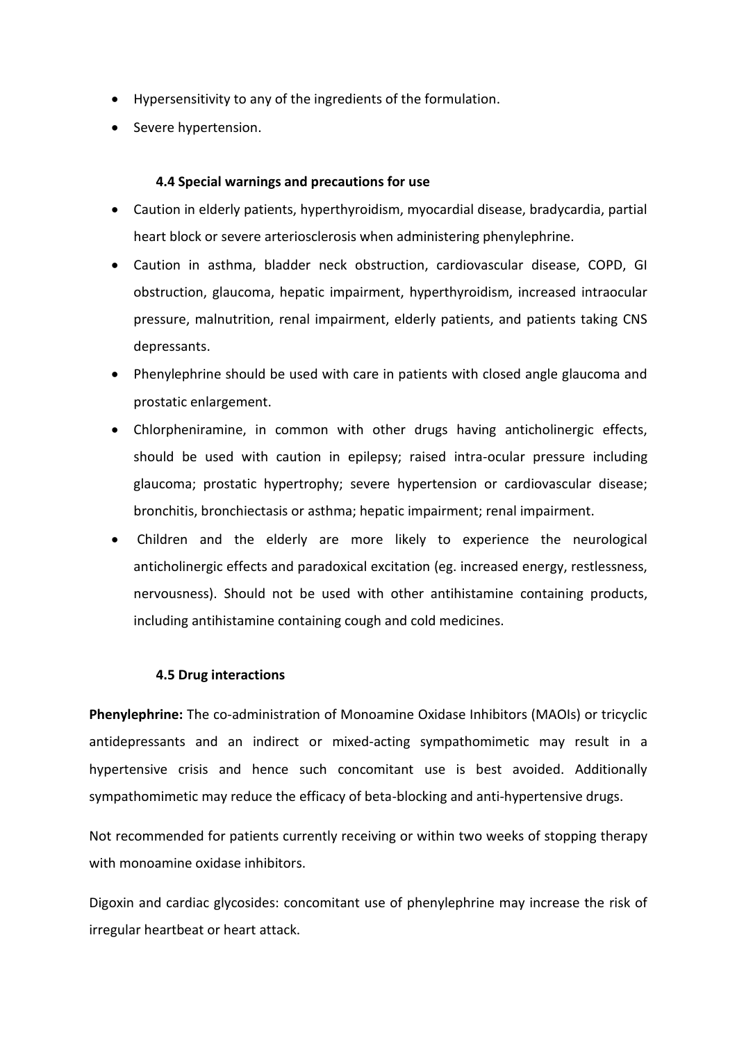- Hypersensitivity to any of the ingredients of the formulation.
- Severe hypertension.

### 4.4 Special warnings and precautions for use

- Caution in elderly patients, hyperthyroidism, myocardial disease, bradycardia, partial heart block or severe arteriosclerosis when administering phenylephrine.
- Caution in asthma, bladder neck obstruction, cardiovascular disease, COPD, GI obstruction, glaucoma, hepatic impairment, hyperthyroidism, increased intraocular pressure, malnutrition, renal impairment, elderly patients, and patients taking CNS depressants.
- Phenylephrine should be used with care in patients with closed angle glaucoma and prostatic enlargement.
- Chlorpheniramine, in common with other drugs having anticholinergic effects, should be used with caution in epilepsy; raised intra-ocular pressure including glaucoma; prostatic hypertrophy; severe hypertension or cardiovascular disease; bronchitis, bronchiectasis or asthma; hepatic impairment; renal impairment.
- Children and the elderly are more likely to experience the neurological anticholinergic effects and paradoxical excitation (eg. increased energy, restlessness, nervousness). Should not be used with other antihistamine containing products, including antihistamine containing cough and cold medicines.

### 4.5 Drug interactions

**Phenylephrine:** The co-administration of Monoamine Oxidase Inhibitors (MAOIs) or tricyclic antidepressants and an indirect or mixed-acting sympathomimetic may result in a hypertensive crisis and hence such concomitant use is best avoided. Additionally sympathomimetic may reduce the efficacy of beta-blocking and anti-hypertensive drugs.

Not recommended for patients currently receiving or within two weeks of stopping therapy with monoamine oxidase inhibitors.

Digoxin and cardiac glycosides: concomitant use of phenylephrine may increase the risk of irregular heartbeat or heart attack.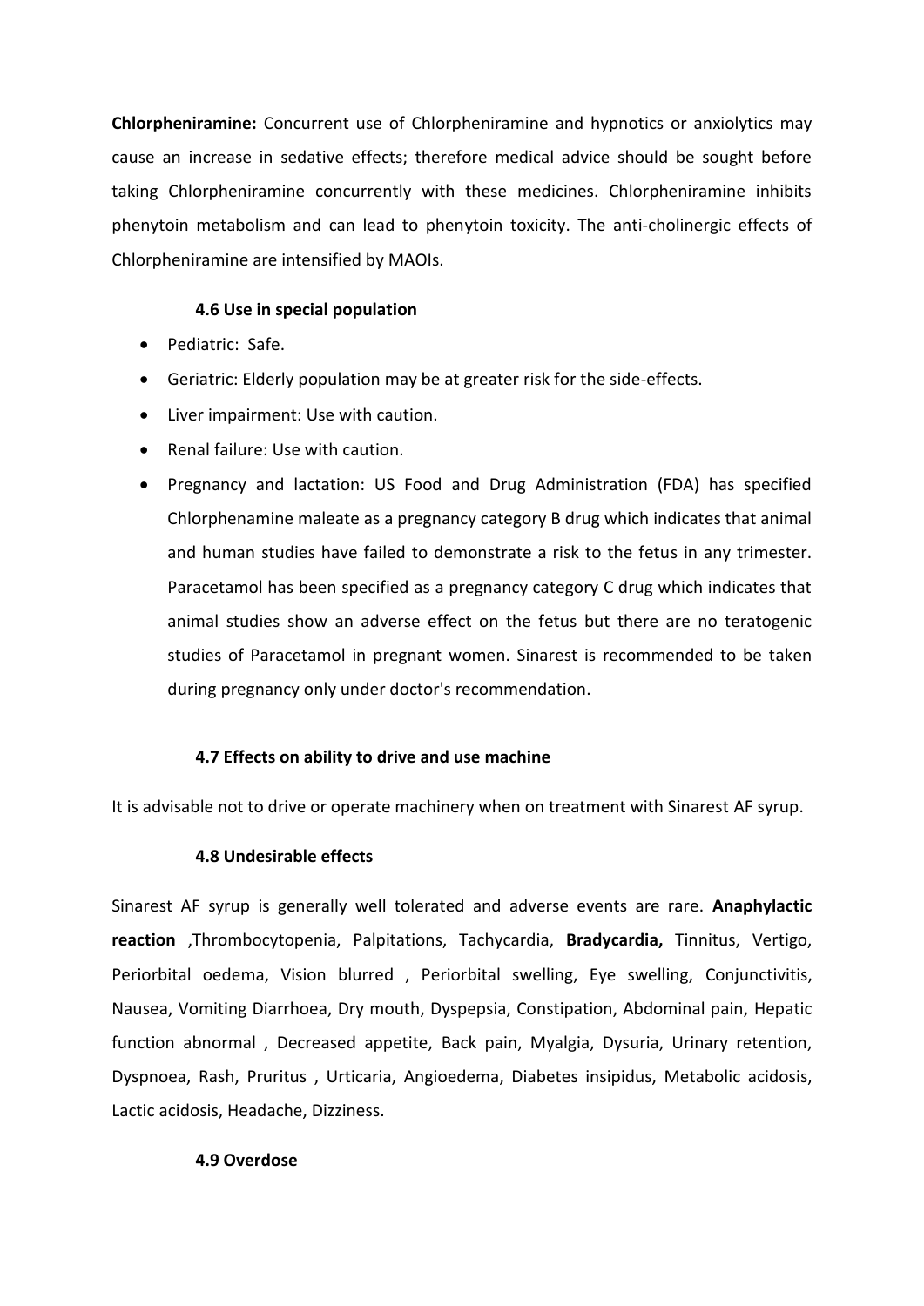**Chlorpheniramine:** Concurrent use of Chlorpheniramine and hypnotics or anxiolytics may cause an increase in sedative effects; therefore medical advice should be sought before taking Chlorpheniramine concurrently with these medicines. Chlorpheniramine inhibits phenytoin metabolism and can lead to phenytoin toxicity. The anti-cholinergic effects of Chlorpheniramine are intensified by MAOIs.

### 4.6 Use in special population

- Pediatric: Safe.
- Geriatric: Elderly population may be at greater risk for the side-effects.
- Liver impairment: Use with caution.
- Renal failure: Use with caution.
- Pregnancy and lactation: US Food and Drug Administration (FDA) has specified Chlorphenamine maleate as a pregnancy category B drug which indicates that animal and human studies have failed to demonstrate a risk to the fetus in any trimester. Paracetamol has been specified as a pregnancy category C drug which indicates that animal studies show an adverse effect on the fetus but there are no teratogenic studies of Paracetamol in pregnant women. Sinarest is recommended to be taken during pregnancy only under doctor's recommendation.

### 4.7 Effects on ability to drive and use machine

It is advisable not to drive or operate machinery when on treatment with Sinarest AF syrup.

### 4.8 Undesirable effects

Sinarest AF syrup is generally well tolerated and adverse events are rare. **Anaphylactic reaction** ,Thrombocytopenia, Palpitations, Tachycardia, **Bradycardia,** Tinnitus, Vertigo, Periorbital oedema, Vision blurred , Periorbital swelling, Eye swelling, Conjunctivitis, Nausea, Vomiting Diarrhoea, Dry mouth, Dyspepsia, Constipation, Abdominal pain, Hepatic function abnormal , Decreased appetite, Back pain, Myalgia, Dysuria, Urinary retention, Dyspnoea, Rash, Pruritus , Urticaria, Angioedema, Diabetes insipidus, Metabolic acidosis, Lactic acidosis, Headache, Dizziness.

### 4.9 Overdose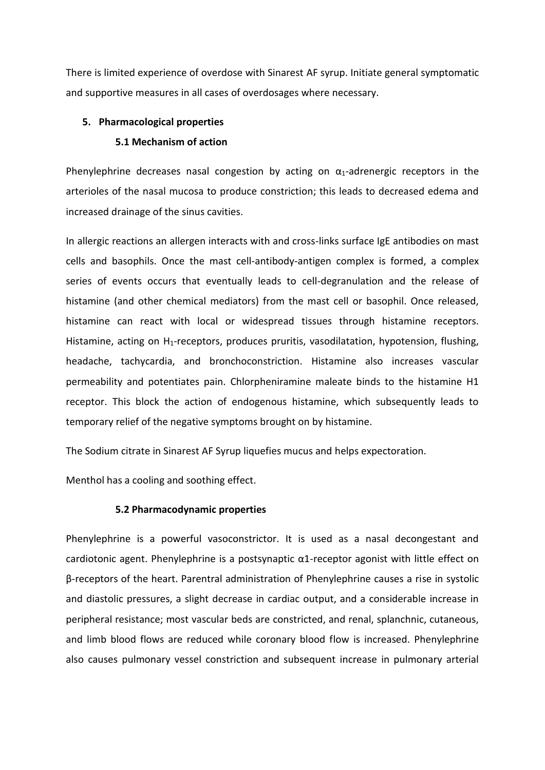There is limited experience of overdose with Sinarest AF syrup. Initiate general symptomatic and supportive measures in all cases of overdosages where necessary.

## 5. Pharmacological properties

### 5.1 Mechanism of action

Phenylephrine decreases nasal congestion by acting on $\alpha_1$-adrenergic receptors in the arterioles of the nasal mucosa to produce constriction; this leads to decreased edema and increased drainage of the sinus cavities.

In allergic reactions an allergen interacts with and cross-links surface IgE antibodies on mast cells and basophils. Once the mast cell-antibody-antigen complex is formed, a complex series of events occurs that eventually leads to cell-degranulation and the release of histamine (and other chemical mediators) from the mast cell or basophil. Once released, histamine can react with local or widespread tissues through histamine receptors. Histamine, acting on $H_1$-receptors, produces pruritis, vasodilatation, hypotension, flushing, headache, tachycardia, and bronchoconstriction. Histamine also increases vascular permeability and potentiates pain. Chlorpheniramine maleate binds to the histamine H1 receptor. This block the action of endogenous histamine, which subsequently leads to temporary relief of the negative symptoms brought on by histamine.

The Sodium citrate in Sinarest AF Syrup liquefies mucus and helps expectoration.

Menthol has a cooling and soothing effect.

### 5.2 Pharmacodynamic properties

Phenylephrine is a powerful vasoconstrictor. It is used as a nasal decongestant and cardiotonic agent. Phenylephrine is a postsynaptic $\alpha1$-receptor agonist with little effect on $\beta$-receptors of the heart. Parentral administration of Phenylephrine causes a rise in systolic and diastolic pressures, a slight decrease in cardiac output, and a considerable increase in peripheral resistance; most vascular beds are constricted, and renal, splanchnic, cutaneous, and limb blood flows are reduced while coronary blood flow is increased. Phenylephrine also causes pulmonary vessel constriction and subsequent increase in pulmonary arterial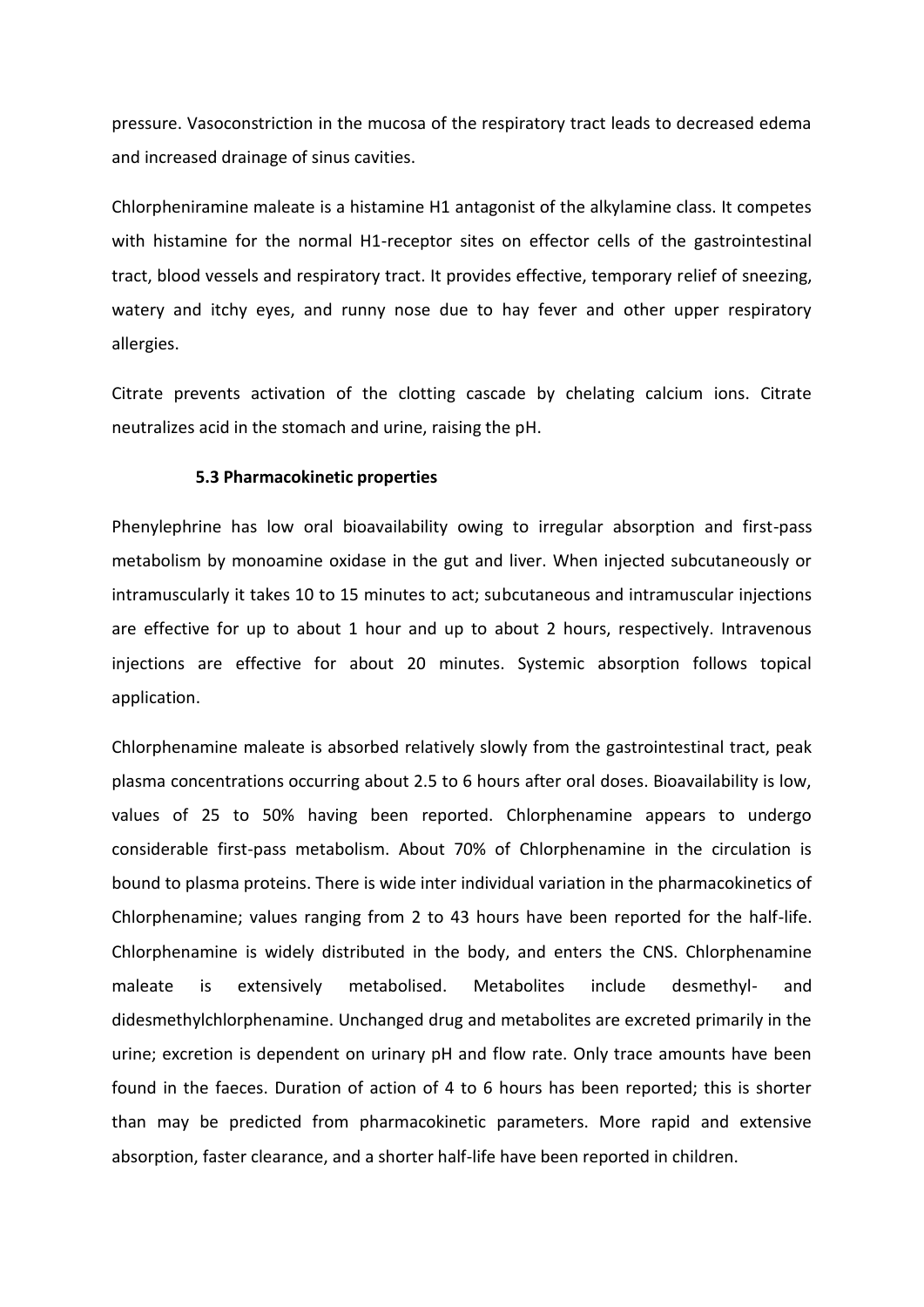pressure. Vasoconstriction in the mucosa of the respiratory tract leads to decreased edema and increased drainage of sinus cavities.

Chlorpheniramine maleate is a histamine H1 antagonist of the alkylamine class. It competes with histamine for the normal H1-receptor sites on effector cells of the gastrointestinal tract, blood vessels and respiratory tract. It provides effective, temporary relief of sneezing, watery and itchy eyes, and runny nose due to hay fever and other upper respiratory allergies.

Citrate prevents activation of the clotting cascade by chelating calcium ions. Citrate neutralizes acid in the stomach and urine, raising the pH.

### 5.3 Pharmacokinetic properties

Phenylephrine has low oral bioavailability owing to irregular absorption and first-pass metabolism by monoamine oxidase in the gut and liver. When injected subcutaneously or intramuscularly it takes 10 to 15 minutes to act; subcutaneous and intramuscular injections are effective for up to about 1 hour and up to about 2 hours, respectively. Intravenous injections are effective for about 20 minutes. Systemic absorption follows topical application.

Chlorphenamine maleate is absorbed relatively slowly from the gastrointestinal tract, peak plasma concentrations occurring about 2.5 to 6 hours after oral doses. Bioavailability is low, values of 25 to 50% having been reported. Chlorphenamine appears to undergo considerable first-pass metabolism. About 70% of Chlorphenamine in the circulation is bound to plasma proteins. There is wide inter individual variation in the pharmacokinetics of Chlorphenamine; values ranging from 2 to 43 hours have been reported for the half-life. Chlorphenamine is widely distributed in the body, and enters the CNS. Chlorphenamine maleate is extensively metabolised. Metabolites include desmethyl- and didesmethylchlorphenamine. Unchanged drug and metabolites are excreted primarily in the urine; excretion is dependent on urinary pH and flow rate. Only trace amounts have been found in the faeces. Duration of action of 4 to 6 hours has been reported; this is shorter than may be predicted from pharmacokinetic parameters. More rapid and extensive absorption, faster clearance, and a shorter half-life have been reported in children.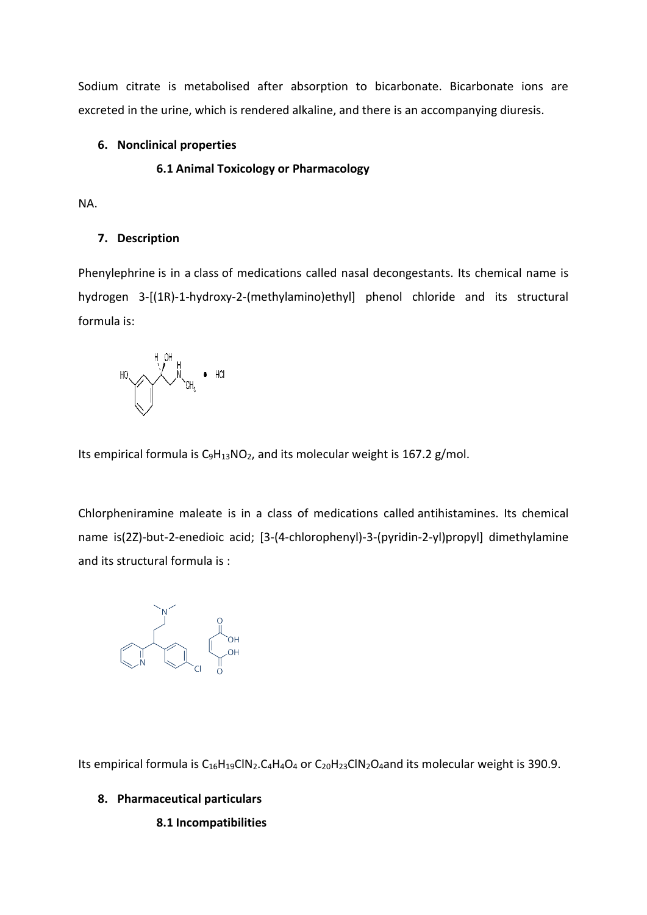Sodium citrate is metabolised after absorption to bicarbonate. Bicarbonate ions are excreted in the urine, which is rendered alkaline, and there is an accompanying diuresis.

## 6. Nonclinical properties

### 6.1 Animal Toxicology or Pharmacology

NA.

## 7. Description

Phenylephrine is in a class of medications called nasal decongestants. Its chemical name is hydrogen 3-[(1R)-1-hydroxy-2-(methylamino)ethyl] phenol chloride and its structural formula is:

Its empirical formula is $C_9H_{13}NO_2$, and its molecular weight is 167.2 g/mol.

Chlorpheniramine maleate is in a class of medications called antihistamines. Its chemical name is(2Z)-but-2-enedioic acid; [3-(4-chlorophenyl)-3-(pyridin-2-yl)propyl] dimethylamine and its structural formula is :

Its empirical formula is $C_{16}H_{19}ClN_2.C_4H_4O_4$ or $C_{20}H_{23}ClN_2O_4$and its molecular weight is 390.9.

## 8. Pharmaceutical particulars

### 8.1 Incompatibilities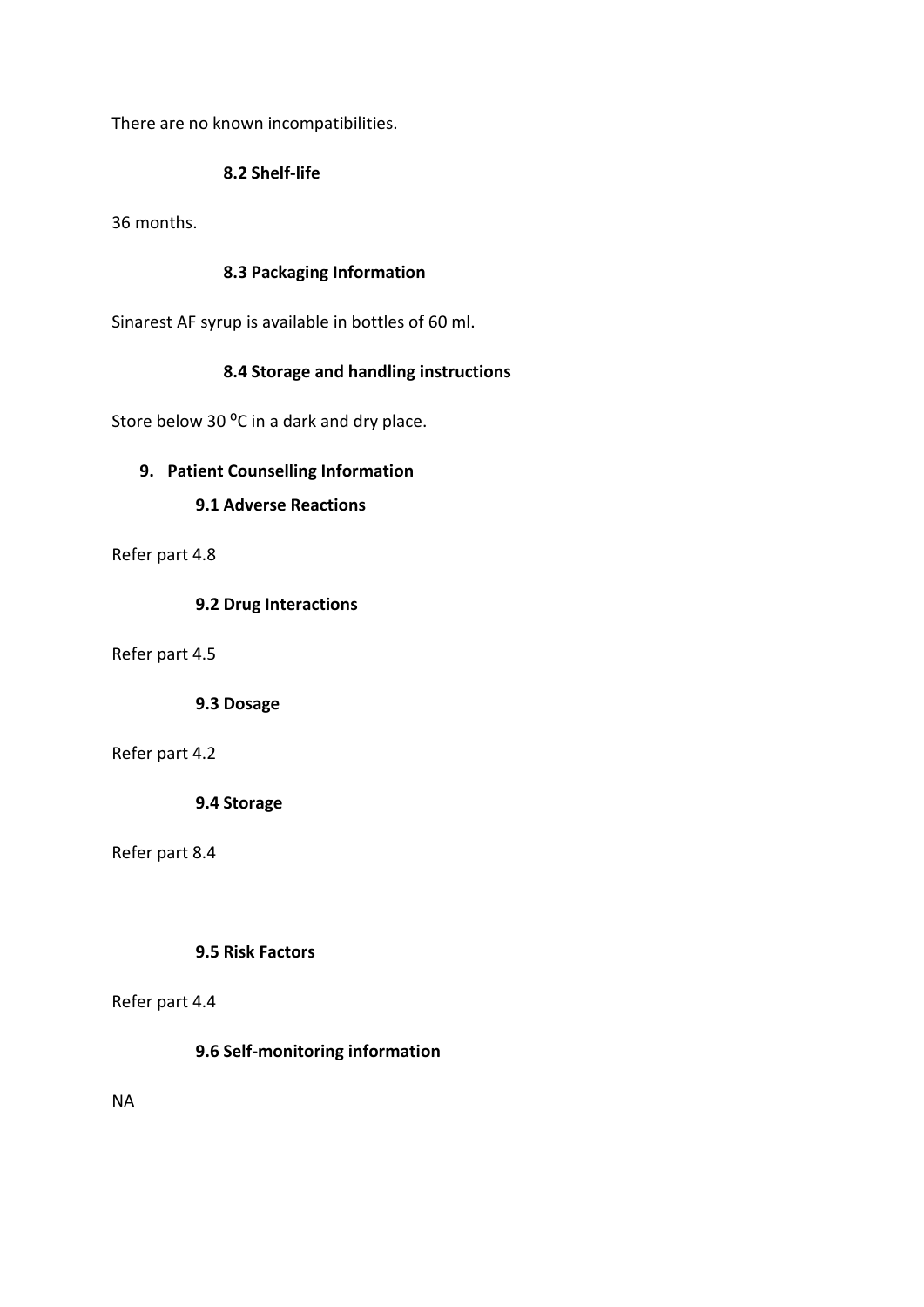There are no known incompatibilities.

### 8.2 Shelf-life

36 months.

### 8.3 Packaging Information

Sinarest AF syrup is available in bottles of 60 ml.

### 8.4 Storage and handling instructions

Store below 30 $^{0}C$ in a dark and dry place.

## 9. Patient Counselling Information

### 9.1 Adverse Reactions

Refer part 4.8

### 9.2 Drug Interactions

Refer part 4.5

### 9.3 Dosage

Refer part 4.2

### 9.4 Storage

Refer part 8.4

### 9.5 Risk Factors

Refer part 4.4

### 9.6 Self-monitoring information

NA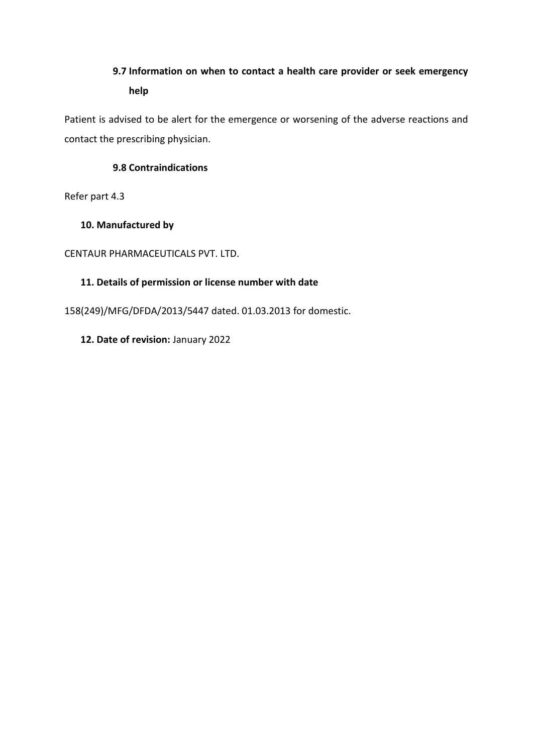### 9.7 Information on when to contact a health care provider or seek emergency help

Patient is advised to be alert for the emergence or worsening of the adverse reactions and contact the prescribing physician.

### 9.8 Contraindications

Refer part 4.3

## 10. Manufactured by

CENTAUR PHARMACEUTICALS PVT. LTD.

## 11. Details of permission or license number with date

158(249)/MFG/DFDA/2013/5447 dated. 01.03.2013 for domestic.

## 12. Date of revision: January 2022